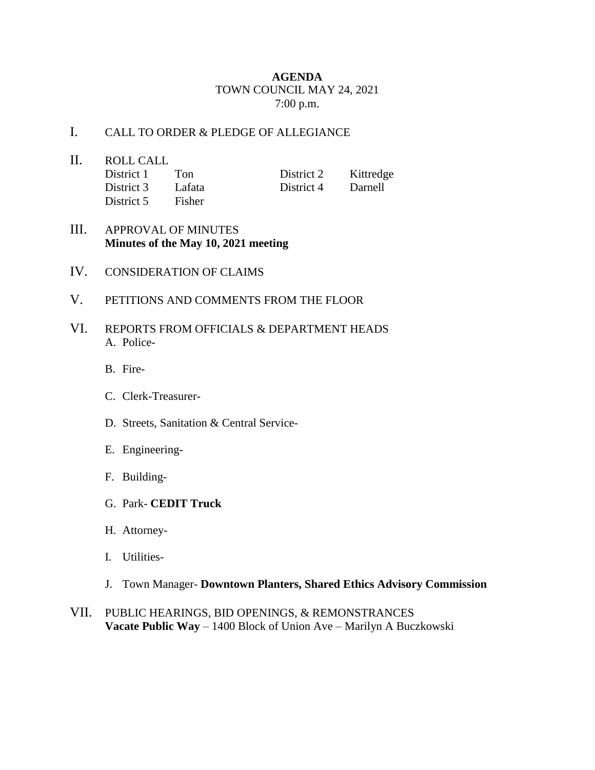# AGENDA

TOWN COUNCIL MAY 24, 2021

7:00 p.m.

I. CALL TO ORDER & PLEDGE OF ALLEGIANCE

II. ROLL CALL

| | | | |
|---|---|---|---|
| District 1 | Ton | District 2 | Kittredge |
| District 3 | Lafata | District 4 | Darnell |
| District 5 | Fisher | | |

III. APPROVAL OF MINUTES
**Minutes of the May 10, 2021 meeting**

IV. CONSIDERATION OF CLAIMS

V. PETITIONS AND COMMENTS FROM THE FLOOR

VI. REPORTS FROM OFFICIALS & DEPARTMENT HEADS

A. Police-

B. Fire-

C. Clerk-Treasurer-

D. Streets, Sanitation & Central Service-

E. Engineering-

F. Building-

G. Park- **CEDIT Truck**

H. Attorney-

I. Utilities-

J. Town Manager- **Downtown Planters, Shared Ethics Advisory Commission**

VII. PUBLIC HEARINGS, BID OPENINGS, & REMONSTRANCES
**Vacate Public Way** – 1400 Block of Union Ave – Marilyn A Buczkowski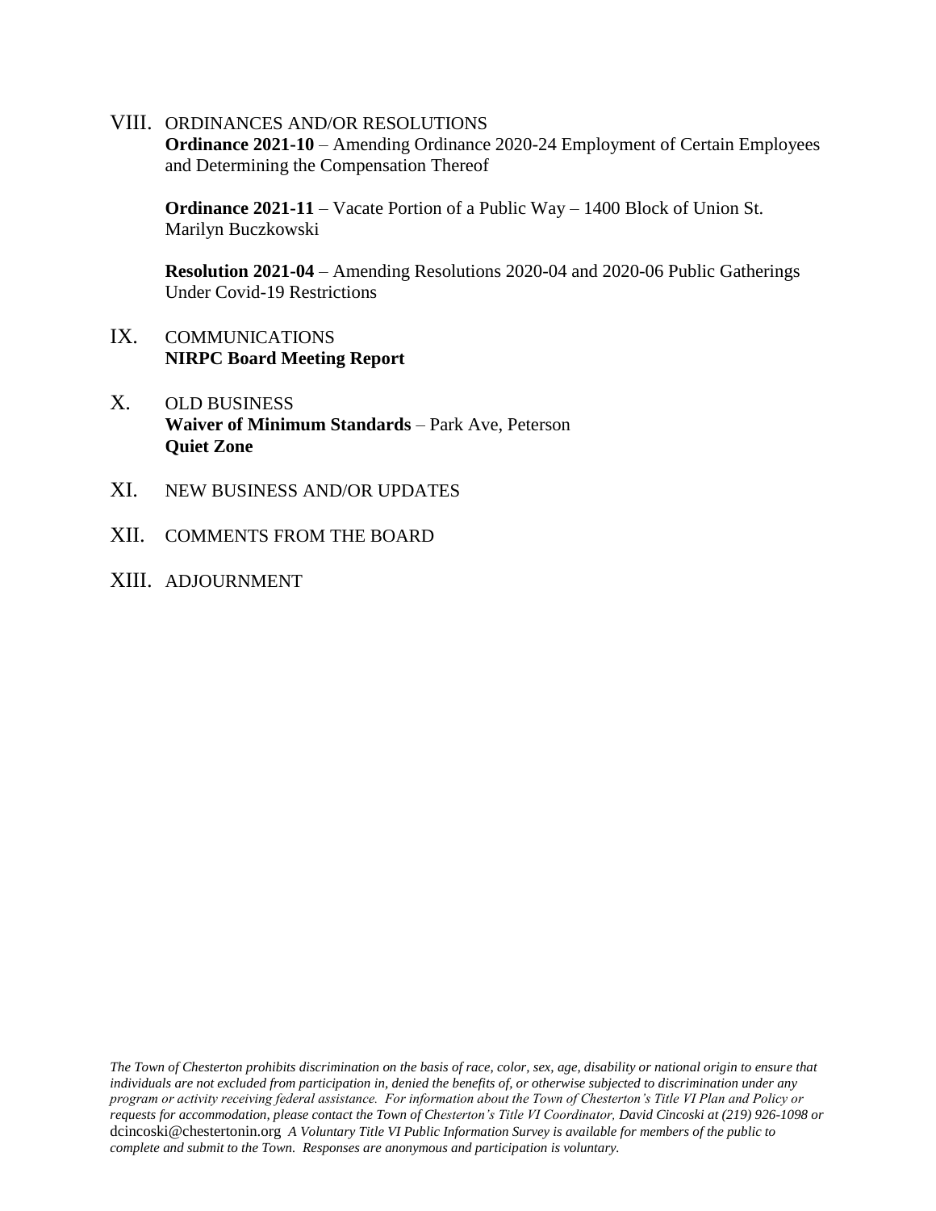VIII. ORDINANCES AND/OR RESOLUTIONS

**Ordinance 2021-10** – Amending Ordinance 2020-24 Employment of Certain Employees and Determining the Compensation Thereof

**Ordinance 2021-11** – Vacate Portion of a Public Way – 1400 Block of Union St. Marilyn Buczkowski

**Resolution 2021-04** – Amending Resolutions 2020-04 and 2020-06 Public Gatherings Under Covid-19 Restrictions

IX. COMMUNICATIONS

**NIRPC Board Meeting Report**

X. OLD BUSINESS

**Waiver of Minimum Standards** – Park Ave, Peterson

**Quiet Zone**

XI. NEW BUSINESS AND/OR UPDATES

XII. COMMENTS FROM THE BOARD

XIII. ADJOURNMENT

*The Town of Chesterton prohibits discrimination on the basis of race, color, sex, age, disability or national origin to ensure that individuals are not excluded from participation in, denied the benefits of, or otherwise subjected to discrimination under any program or activity receiving federal assistance. For information about the Town of Chesterton's Title VI Plan and Policy or requests for accommodation, please contact the Town of Chesterton's Title VI Coordinator, David Cincoski at (219) 926-1098 or* dcincoski@chestertonin.org *A Voluntary Title VI Public Information Survey is available for members of the public to complete and submit to the Town. Responses are anonymous and participation is voluntary.*